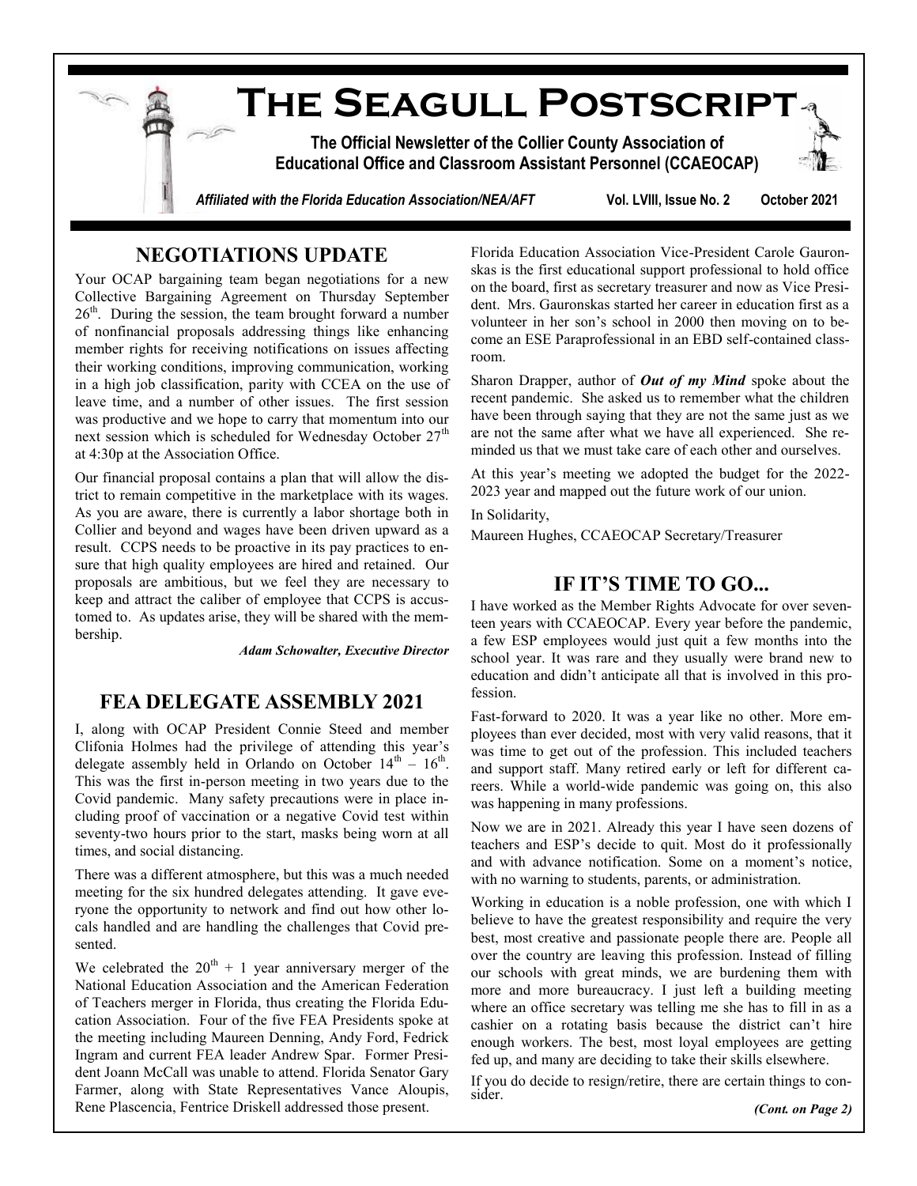# The Seagull Postscript

**The Official Newsletter of the Collier County Association of Educational Office and Classroom Assistant Personnel (CCAEOCAP)**

*Affiliated with the Florida Education Association/NEA/AFT* **Vol. LVIII, Issue No. 2 October 2021**

## NEGOTIATIONS UPDATE

Your OCAP bargaining team began negotiations for a new Collective Bargaining Agreement on Thursday September 26th. During the session, the team brought forward a number of nonfinancial proposals addressing things like enhancing member rights for receiving notifications on issues affecting their working conditions, improving communication, working in a high job classification, parity with CCEA on the use of leave time, and a number of other issues. The first session was productive and we hope to carry that momentum into our next session which is scheduled for Wednesday October 27th at 4:30p at the Association Office.

Our financial proposal contains a plan that will allow the district to remain competitive in the marketplace with its wages. As you are aware, there is currently a labor shortage both in Collier and beyond and wages have been driven upward as a result. CCPS needs to be proactive in its pay practices to ensure that high quality employees are hired and retained. Our proposals are ambitious, but we feel they are necessary to keep and attract the caliber of employee that CCPS is accustomed to. As updates arise, they will be shared with the membership.

***Adam Schowalter, Executive Director***

## FEA DELEGATE ASSEMBLY 2021

I, along with OCAP President Connie Steed and member Clifonia Holmes had the privilege of attending this year's delegate assembly held in Orlando on October 14th – 16th. This was the first in-person meeting in two years due to the Covid pandemic. Many safety precautions were in place including proof of vaccination or a negative Covid test within seventy-two hours prior to the start, masks being worn at all times, and social distancing.

There was a different atmosphere, but this was a much needed meeting for the six hundred delegates attending. It gave everyone the opportunity to network and find out how other locals handled and are handling the challenges that Covid presented.

We celebrated the 20th + 1 year anniversary merger of the National Education Association and the American Federation of Teachers merger in Florida, thus creating the Florida Education Association. Four of the five FEA Presidents spoke at the meeting including Maureen Denning, Andy Ford, Fedrick Ingram and current FEA leader Andrew Spar. Former President Joann McCall was unable to attend. Florida Senator Gary Farmer, along with State Representatives Vance Aloupis, Rene Plascencia, Fentrice Driskell addressed those present.

Florida Education Association Vice-President Carole Gauronskas is the first educational support professional to hold office on the board, first as secretary treasurer and now as Vice President. Mrs. Gauronskas started her career in education first as a volunteer in her son's school in 2000 then moving on to become an ESE Paraprofessional in an EBD self-contained classroom.

Sharon Drapper, author of ***Out of my Mind*** spoke about the recent pandemic. She asked us to remember what the children have been through saying that they are not the same just as we are not the same after what we have all experienced. She reminded us that we must take care of each other and ourselves.

At this year's meeting we adopted the budget for the 2022-2023 year and mapped out the future work of our union.

In Solidarity,

Maureen Hughes, CCAEOCAP Secretary/Treasurer

## IF IT'S TIME TO GO...

I have worked as the Member Rights Advocate for over seventeen years with CCAEOCAP. Every year before the pandemic, a few ESP employees would just quit a few months into the school year. It was rare and they usually were brand new to education and didn't anticipate all that is involved in this profession.

Fast-forward to 2020. It was a year like no other. More employees than ever decided, most with very valid reasons, that it was time to get out of the profession. This included teachers and support staff. Many retired early or left for different careers. While a world-wide pandemic was going on, this also was happening in many professions.

Now we are in 2021. Already this year I have seen dozens of teachers and ESP's decide to quit. Most do it professionally and with advance notification. Some on a moment's notice, with no warning to students, parents, or administration.

Working in education is a noble profession, one with which I believe to have the greatest responsibility and require the very best, most creative and passionate people there are. People all over the country are leaving this profession. Instead of filling our schools with great minds, we are burdening them with more and more bureaucracy. I just left a building meeting where an office secretary was telling me she has to fill in as a cashier on a rotating basis because the district can't hire enough workers. The best, most loyal employees are getting fed up, and many are deciding to take their skills elsewhere.

If you do decide to resign/retire, there are certain things to consider.

*(Cont. on Page 2)*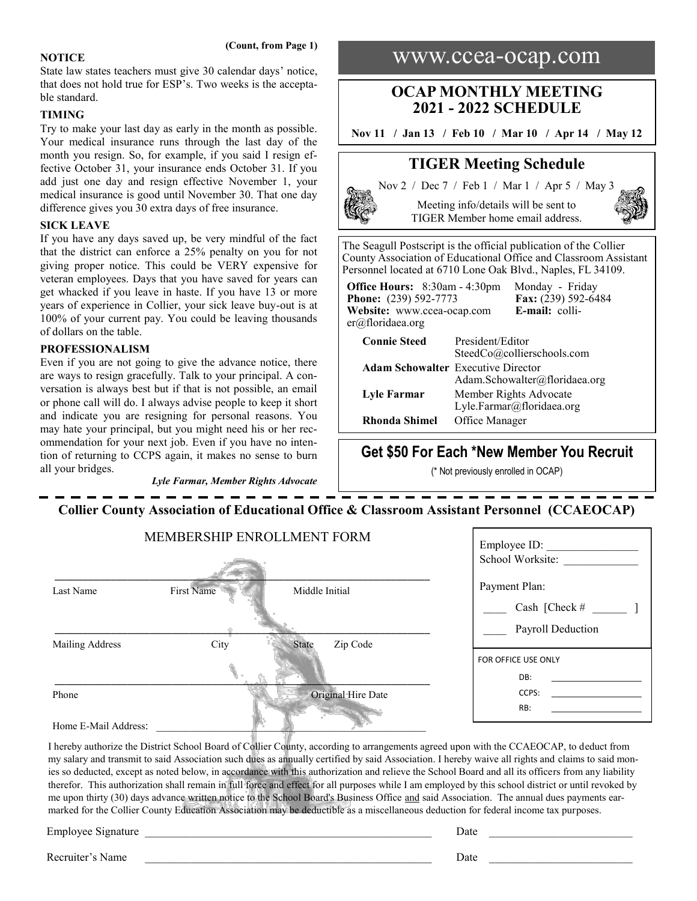(Count, from Page 1)

### NOTICE

State law states teachers must give 30 calendar days' notice, that does not hold true for ESP's. Two weeks is the acceptable standard.

### TIMING

Try to make your last day as early in the month as possible. Your medical insurance runs through the last day of the month you resign. So, for example, if you said I resign effective October 31, your insurance ends October 31. If you add just one day and resign effective November 1, your medical insurance is good until November 30. That one day difference gives you 30 extra days of free insurance.

### SICK LEAVE

If you have any days saved up, be very mindful of the fact that the district can enforce a 25% penalty on you for not giving proper notice. This could be VERY expensive for veteran employees. Days that you have saved for years can get whacked if you leave in haste. If you have 13 or more years of experience in Collier, your sick leave buy-out is at 100% of your current pay. You could be leaving thousands of dollars on the table.

### PROFESSIONALISM

Even if you are not going to give the advance notice, there are ways to resign gracefully. Talk to your principal. A conversation is always best but if that is not possible, an email or phone call will do. I always advise people to keep it short and indicate you are resigning for personal reasons. You may hate your principal, but you might need his or her recommendation for your next job. Even if you have no intention of returning to CCPS again, it makes no sense to burn all your bridges.

***Lyle Farmar, Member Rights Advocate***

# www.ccea-ocap.com

## OCAP MONTHLY MEETING 2021 - 2022 SCHEDULE

**Nov 11 / Jan 13 / Feb 10 / Mar 10 / Apr 14 / May 12**

## TIGER Meeting Schedule

Nov 2 / Dec 7 / Feb 1 / Mar 1 / Apr 5 / May 3

Meeting info/details will be sent to TIGER Member home email address.

The Seagull Postscript is the official publication of the Collier County Association of Educational Office and Classroom Assistant Personnel located at 6710 Lone Oak Blvd., Naples, FL 34109.

**Office Hours:** 8:30am - 4:30pm Monday - Friday
**Phone:** (239) 592-7773 **Fax:** (239) 592-6484
**Website:** www.ccea-ocap.com **E-mail:** collier@floridaea.org

| | |
|---|---|
| **Connie Steed** | President/Editor SteedCo@collierschools.com |
| **Adam Schowalter** | Executive Director Adam.Schowalter@floridaea.org |
| **Lyle Farmar** | Member Rights Advocate Lyle.Farmar@floridaea.org |
| **Rhonda Shimel** | Office Manager |

## Get $50 For Each *New Member You Recruit

(* Not previously enrolled in OCAP)

## Collier County Association of Educational Office & Classroom Assistant Personnel (CCAEOCAP)

MEMBERSHIP ENROLLMENT FORM

Last Name ____ First Name ____ Middle Initial ____

Mailing Address ____ City ____ State ____ Zip Code ____

Phone ____ Original Hire Date ____

Home E-Mail Address: ____

Employee ID: ____
School Worksite: ____

Payment Plan:

____ Cash [Check # ______ ]

____ Payroll Deduction

FOR OFFICE USE ONLY

DB: ____

CCPS: ____

RB: ____

I hereby authorize the District School Board of Collier County, according to arrangements agreed upon with the CCAEOCAP, to deduct from my salary and transmit to said Association such dues as annually certified by said Association. I hereby waive all rights and claims to said monies so deducted, except as noted below, in accordance with this authorization and relieve the School Board and all its officers from any liability therefor. This authorization shall remain in full force and effect for all purposes while I am employed by this school district or until revoked by me upon thirty (30) days advance written notice to the School Board's Business Office and said Association. The annual dues payments earmarked for the Collier County Education Association may be deductible as a miscellaneous deduction for federal income tax purposes.

Employee Signature ____ Date ____

Recruiter's Name ____ Date ____